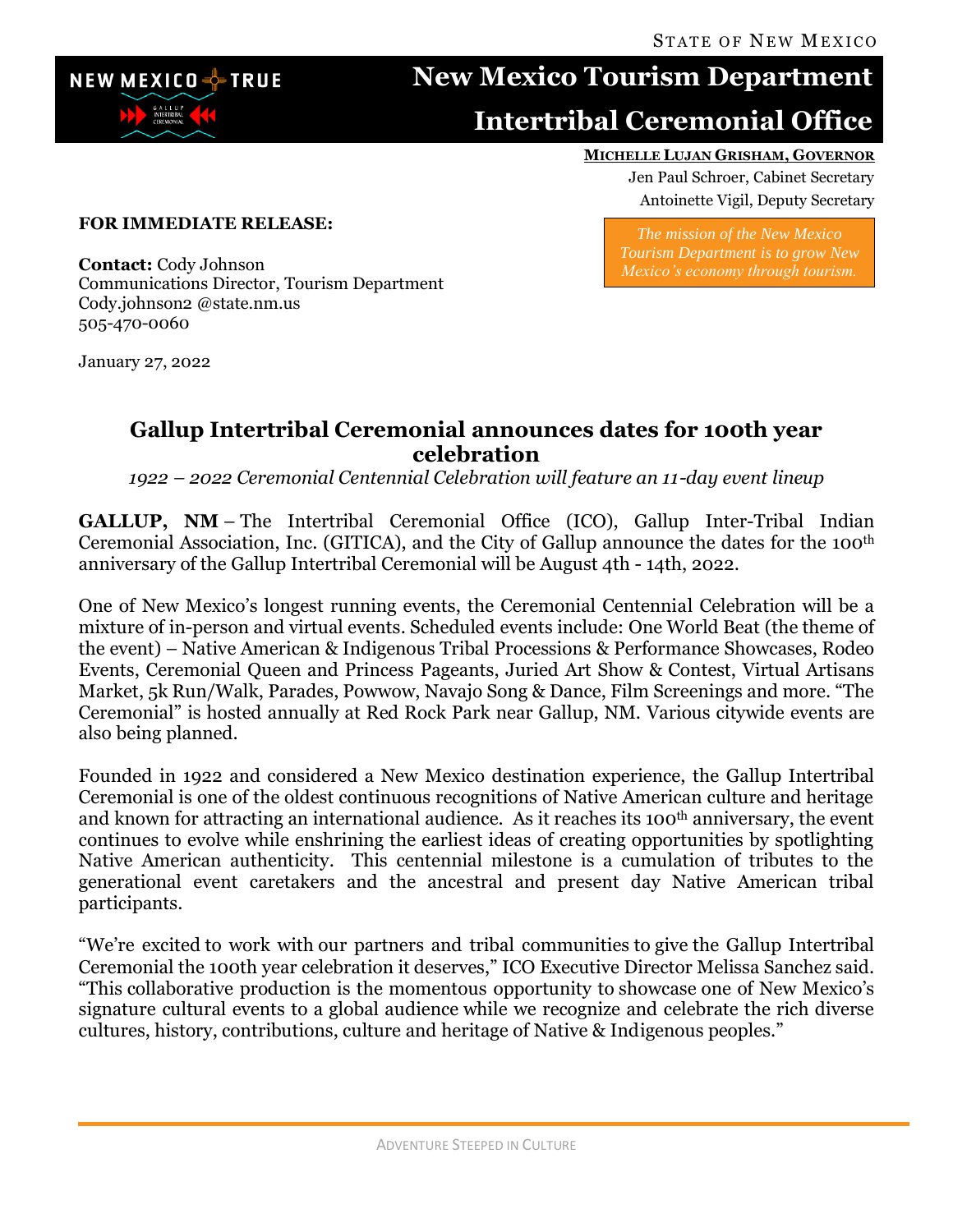STATE OF NEW MEXICO

NEW MEXICO TRUE

# New Mexico Tourism Department
# Intertribal Ceremonial Office

**MICHELLE LUJAN GRISHAM, GOVERNOR**
Jen Paul Schroer, Cabinet Secretary
Antoinette Vigil, Deputy Secretary

*The mission of the New Mexico Tourism Department is to grow New Mexico's economy through tourism.*

**FOR IMMEDIATE RELEASE:**

**Contact:** Cody Johnson
Communications Director, Tourism Department
Cody.johnson2 @state.nm.us
505-470-0060

January 27, 2022

## Gallup Intertribal Ceremonial announces dates for 100th year celebration

*1922 – 2022 Ceremonial Centennial Celebration will feature an 11-day event lineup*

**GALLUP, NM** – The Intertribal Ceremonial Office (ICO), Gallup Inter-Tribal Indian Ceremonial Association, Inc. (GITICA), and the City of Gallup announce the dates for the 100th anniversary of the Gallup Intertribal Ceremonial will be August 4th - 14th, 2022.

One of New Mexico's longest running events, the Ceremonial Centennial Celebration will be a mixture of in-person and virtual events. Scheduled events include: One World Beat (the theme of the event) – Native American & Indigenous Tribal Processions & Performance Showcases, Rodeo Events, Ceremonial Queen and Princess Pageants, Juried Art Show & Contest, Virtual Artisans Market, 5k Run/Walk, Parades, Powwow, Navajo Song & Dance, Film Screenings and more. "The Ceremonial" is hosted annually at Red Rock Park near Gallup, NM. Various citywide events are also being planned.

Founded in 1922 and considered a New Mexico destination experience, the Gallup Intertribal Ceremonial is one of the oldest continuous recognitions of Native American culture and heritage and known for attracting an international audience. As it reaches its 100th anniversary, the event continues to evolve while enshrining the earliest ideas of creating opportunities by spotlighting Native American authenticity. This centennial milestone is a cumulation of tributes to the generational event caretakers and the ancestral and present day Native American tribal participants.

"We're excited to work with our partners and tribal communities to give the Gallup Intertribal Ceremonial the 100th year celebration it deserves," ICO Executive Director Melissa Sanchez said. "This collaborative production is the momentous opportunity to showcase one of New Mexico's signature cultural events to a global audience while we recognize and celebrate the rich diverse cultures, history, contributions, culture and heritage of Native & Indigenous peoples."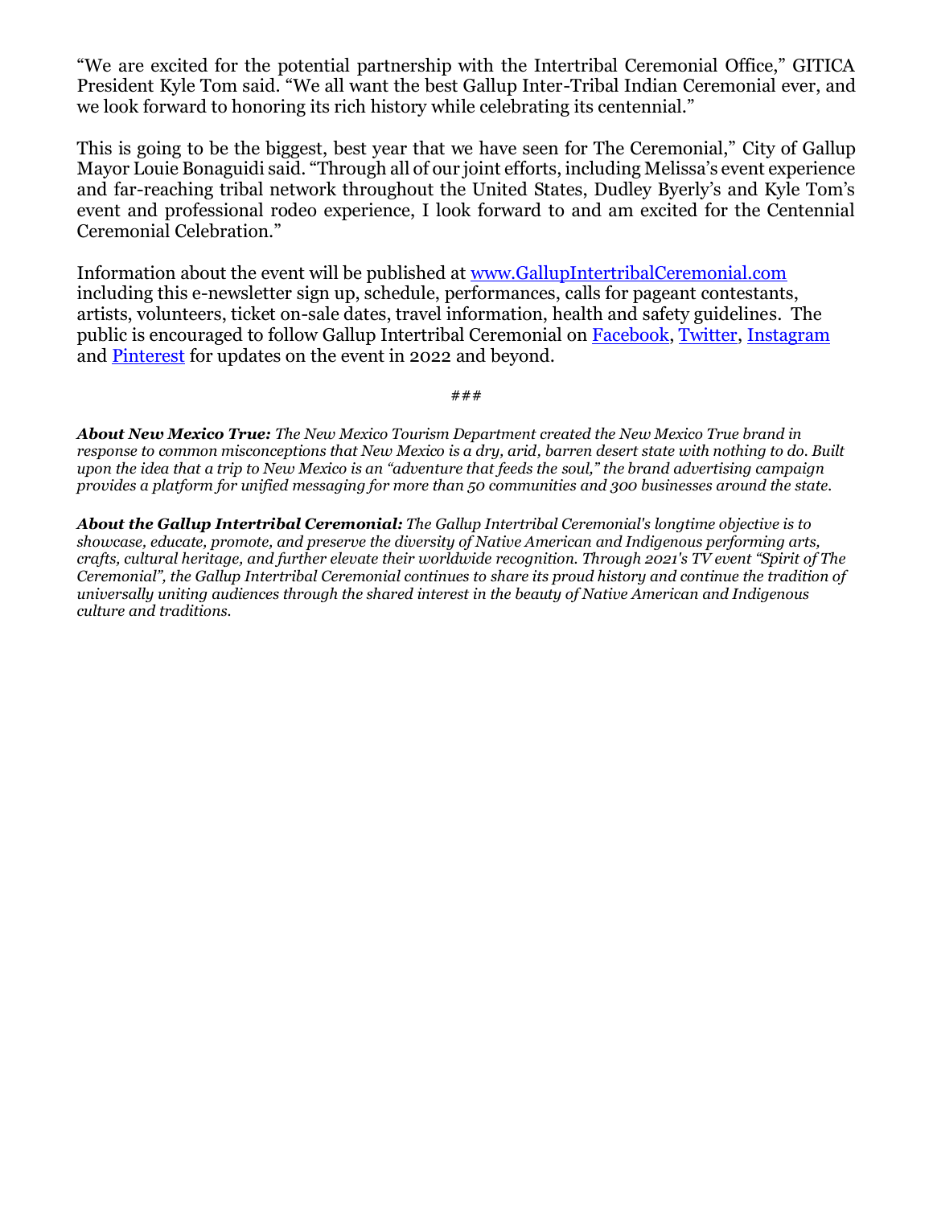"We are excited for the potential partnership with the Intertribal Ceremonial Office," GITICA President Kyle Tom said. "We all want the best Gallup Inter-Tribal Indian Ceremonial ever, and we look forward to honoring its rich history while celebrating its centennial."

This is going to be the biggest, best year that we have seen for The Ceremonial," City of Gallup Mayor Louie Bonaguidi said. "Through all of our joint efforts, including Melissa's event experience and far-reaching tribal network throughout the United States, Dudley Byerly's and Kyle Tom's event and professional rodeo experience, I look forward to and am excited for the Centennial Ceremonial Celebration."

Information about the event will be published at [www.GallupIntertribalCeremonial.com](http://www.GallupIntertribalCeremonial.com) including this e-newsletter sign up, schedule, performances, calls for pageant contestants, artists, volunteers, ticket on-sale dates, travel information, health and safety guidelines. The public is encouraged to follow Gallup Intertribal Ceremonial on Facebook, Twitter, Instagram and Pinterest for updates on the event in 2022 and beyond.

###

***About New Mexico True:*** *The New Mexico Tourism Department created the New Mexico True brand in response to common misconceptions that New Mexico is a dry, arid, barren desert state with nothing to do. Built upon the idea that a trip to New Mexico is an "adventure that feeds the soul," the brand advertising campaign provides a platform for unified messaging for more than 50 communities and 300 businesses around the state.*

***About the Gallup Intertribal Ceremonial:*** *The Gallup Intertribal Ceremonial's longtime objective is to showcase, educate, promote, and preserve the diversity of Native American and Indigenous performing arts, crafts, cultural heritage, and further elevate their worldwide recognition. Through 2021's TV event "Spirit of The Ceremonial", the Gallup Intertribal Ceremonial continues to share its proud history and continue the tradition of universally uniting audiences through the shared interest in the beauty of Native American and Indigenous culture and traditions.*